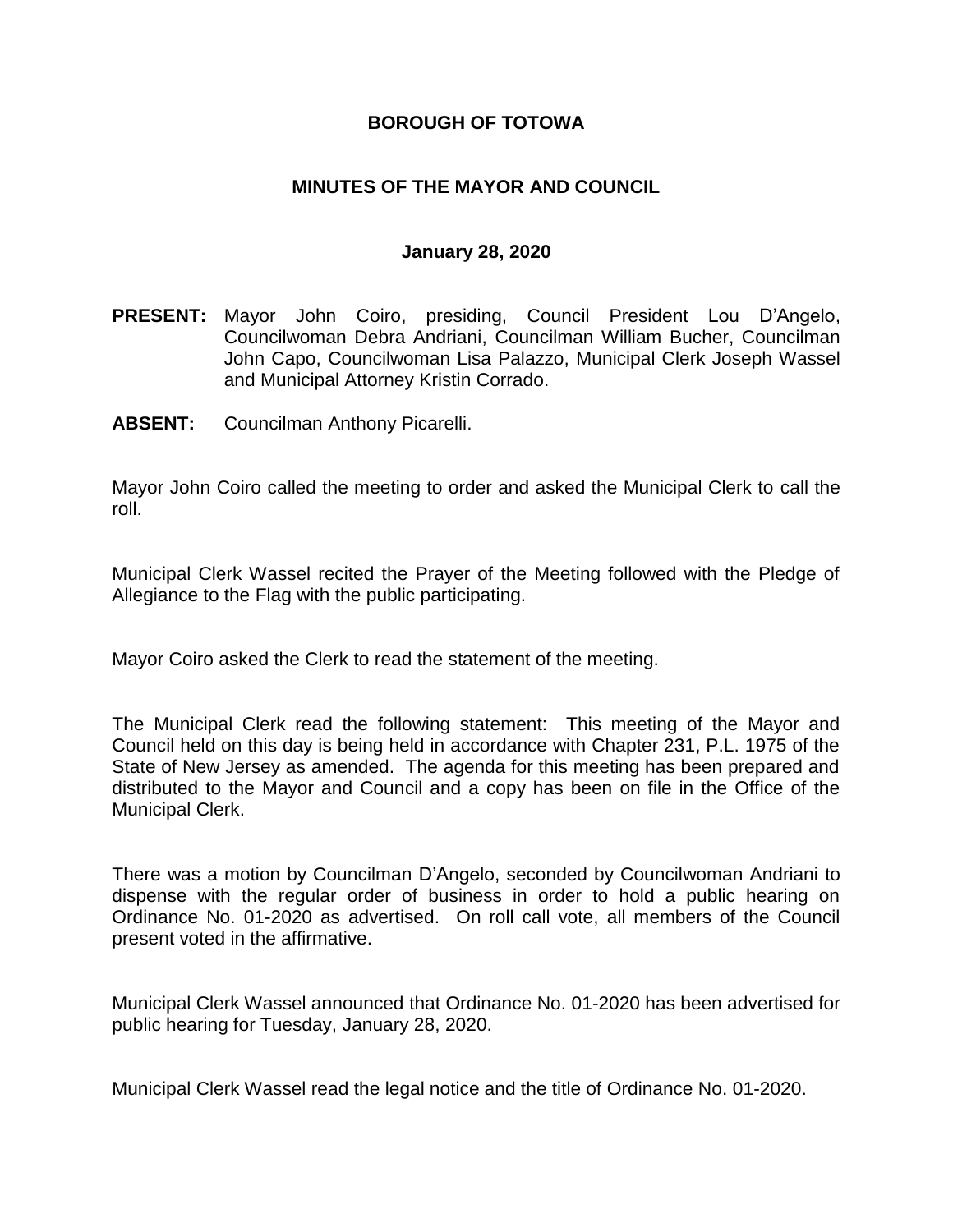# BOROUGH OF TOTOWA

## MINUTES OF THE MAYOR AND COUNCIL

### January 28, 2020

**PRESENT:** Mayor John Coiro, presiding, Council President Lou D'Angelo, Councilwoman Debra Andriani, Councilman William Bucher, Councilman John Capo, Councilwoman Lisa Palazzo, Municipal Clerk Joseph Wassel and Municipal Attorney Kristin Corrado.

**ABSENT:** Councilman Anthony Picarelli.

Mayor John Coiro called the meeting to order and asked the Municipal Clerk to call the roll.

Municipal Clerk Wassel recited the Prayer of the Meeting followed with the Pledge of Allegiance to the Flag with the public participating.

Mayor Coiro asked the Clerk to read the statement of the meeting.

The Municipal Clerk read the following statement: This meeting of the Mayor and Council held on this day is being held in accordance with Chapter 231, P.L. 1975 of the State of New Jersey as amended. The agenda for this meeting has been prepared and distributed to the Mayor and Council and a copy has been on file in the Office of the Municipal Clerk.

There was a motion by Councilman D'Angelo, seconded by Councilwoman Andriani to dispense with the regular order of business in order to hold a public hearing on Ordinance No. 01-2020 as advertised. On roll call vote, all members of the Council present voted in the affirmative.

Municipal Clerk Wassel announced that Ordinance No. 01-2020 has been advertised for public hearing for Tuesday, January 28, 2020.

Municipal Clerk Wassel read the legal notice and the title of Ordinance No. 01-2020.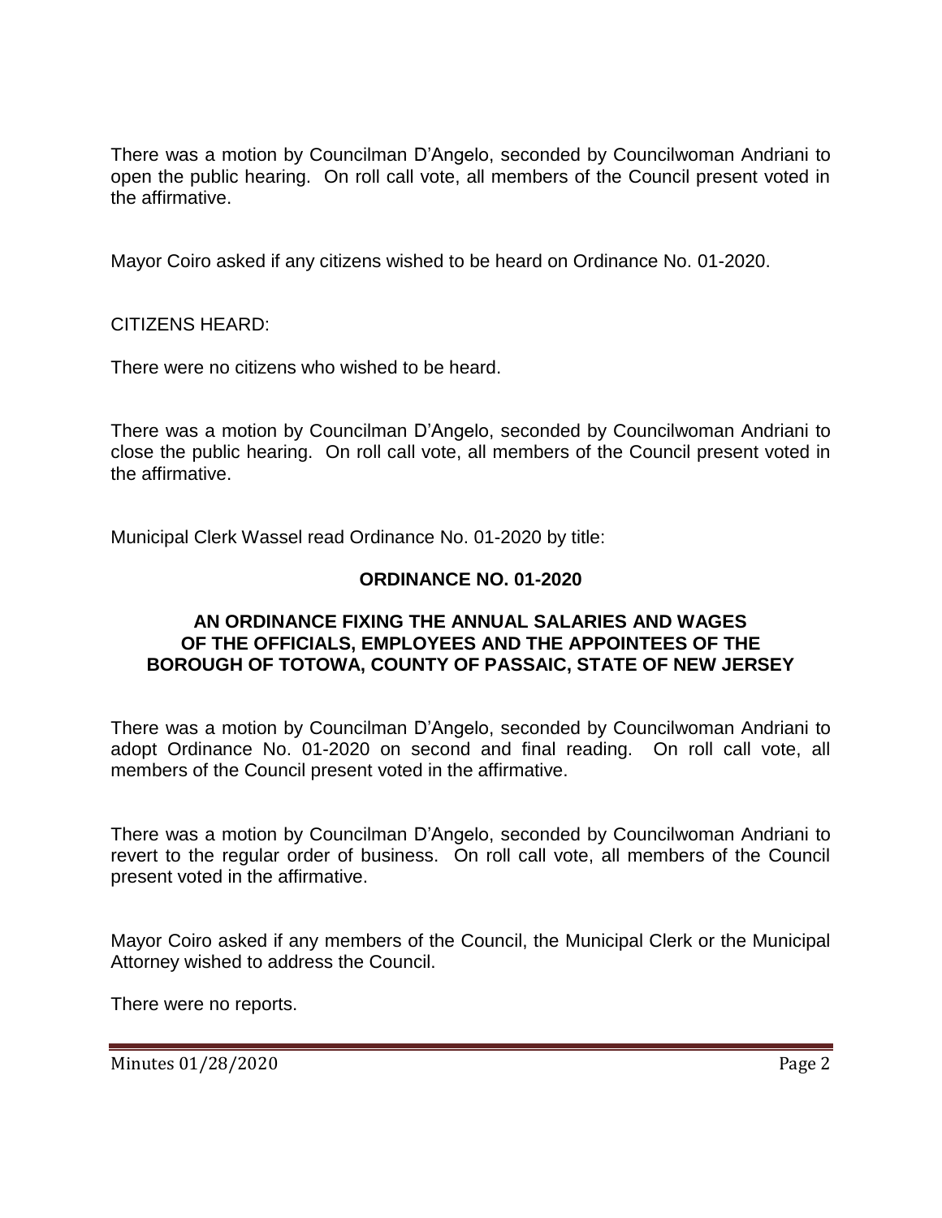There was a motion by Councilman D'Angelo, seconded by Councilwoman Andriani to open the public hearing. On roll call vote, all members of the Council present voted in the affirmative.

Mayor Coiro asked if any citizens wished to be heard on Ordinance No. 01-2020.

CITIZENS HEARD:

There were no citizens who wished to be heard.

There was a motion by Councilman D'Angelo, seconded by Councilwoman Andriani to close the public hearing. On roll call vote, all members of the Council present voted in the affirmative.

Municipal Clerk Wassel read Ordinance No. 01-2020 by title:

**ORDINANCE NO. 01-2020**

**AN ORDINANCE FIXING THE ANNUAL SALARIES AND WAGES OF THE OFFICIALS, EMPLOYEES AND THE APPOINTEES OF THE BOROUGH OF TOTOWA, COUNTY OF PASSAIC, STATE OF NEW JERSEY**

There was a motion by Councilman D'Angelo, seconded by Councilwoman Andriani to adopt Ordinance No. 01-2020 on second and final reading. On roll call vote, all members of the Council present voted in the affirmative.

There was a motion by Councilman D'Angelo, seconded by Councilwoman Andriani to revert to the regular order of business. On roll call vote, all members of the Council present voted in the affirmative.

Mayor Coiro asked if any members of the Council, the Municipal Clerk or the Municipal Attorney wished to address the Council.

There were no reports.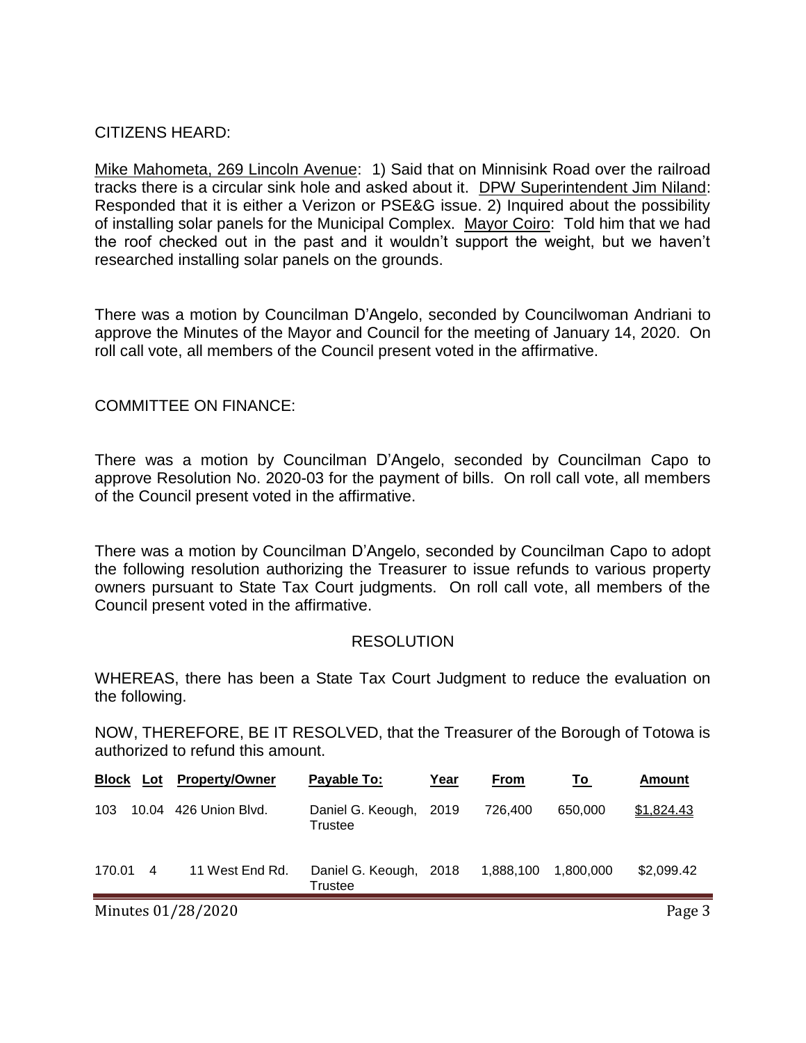CITIZENS HEARD:

Mike Mahometa, 269 Lincoln Avenue: 1) Said that on Minnisink Road over the railroad tracks there is a circular sink hole and asked about it. DPW Superintendent Jim Niland: Responded that it is either a Verizon or PSE&G issue. 2) Inquired about the possibility of installing solar panels for the Municipal Complex. Mayor Coiro: Told him that we had the roof checked out in the past and it wouldn't support the weight, but we haven't researched installing solar panels on the grounds.

There was a motion by Councilman D'Angelo, seconded by Councilwoman Andriani to approve the Minutes of the Mayor and Council for the meeting of January 14, 2020. On roll call vote, all members of the Council present voted in the affirmative.

COMMITTEE ON FINANCE:

There was a motion by Councilman D'Angelo, seconded by Councilman Capo to approve Resolution No. 2020-03 for the payment of bills. On roll call vote, all members of the Council present voted in the affirmative.

There was a motion by Councilman D'Angelo, seconded by Councilman Capo to adopt the following resolution authorizing the Treasurer to issue refunds to various property owners pursuant to State Tax Court judgments. On roll call vote, all members of the Council present voted in the affirmative.

RESOLUTION

WHEREAS, there has been a State Tax Court Judgment to reduce the evaluation on the following.

NOW, THEREFORE, BE IT RESOLVED, that the Treasurer of the Borough of Totowa is authorized to refund this amount.

| Block | Lot | Property/Owner | Payable To: | Year | From | To | Amount |
|---|---|---|---|---|---|---|---|
| 103 | 10.04 | 426 Union Blvd. | Daniel G. Keough, Trustee | 2019 | 726,400 | 650,000 | $1,824.43 |
| 170.01 | 4 | 11 West End Rd. | Daniel G. Keough, Trustee | 2018 | 1,888,100 | 1,800,000 | $2,099.42 |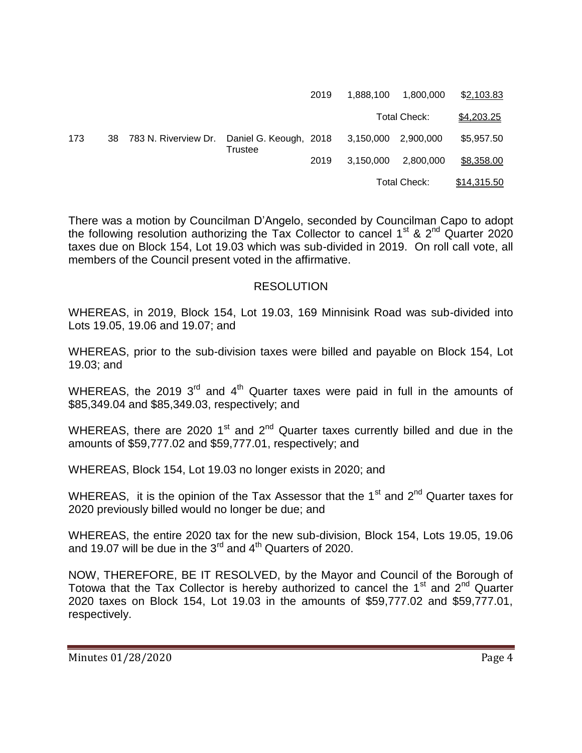| | | | | | | | |
|---|---|---|---|---|---|---|---|
| | | | | 2019 | 1,888,100 | 1,800,000 | $2,103.83 |
| | | | | | | Total Check: | $4,203.25 |
| 173 | 38 | 783 N. Riverview Dr. | Daniel G. Keough, Trustee | 2018 | 3,150,000 | 2,900,000 | $5,957.50 |
| | | | | 2019 | 3,150,000 | 2,800,000 | $8,358.00 |
| | | | | | | Total Check: | $14,315.50 |

There was a motion by Councilman D'Angelo, seconded by Councilman Capo to adopt the following resolution authorizing the Tax Collector to cancel 1st & 2nd Quarter 2020 taxes due on Block 154, Lot 19.03 which was sub-divided in 2019. On roll call vote, all members of the Council present voted in the affirmative.

## RESOLUTION

WHEREAS, in 2019, Block 154, Lot 19.03, 169 Minnisink Road was sub-divided into Lots 19.05, 19.06 and 19.07; and

WHEREAS, prior to the sub-division taxes were billed and payable on Block 154, Lot 19.03; and

WHEREAS, the 2019 3rd and 4th Quarter taxes were paid in full in the amounts of $85,349.04 and $85,349.03, respectively; and

WHEREAS, there are 2020 1st and 2nd Quarter taxes currently billed and due in the amounts of $59,777.02 and $59,777.01, respectively; and

WHEREAS, Block 154, Lot 19.03 no longer exists in 2020; and

WHEREAS, it is the opinion of the Tax Assessor that the 1st and 2nd Quarter taxes for 2020 previously billed would no longer be due; and

WHEREAS, the entire 2020 tax for the new sub-division, Block 154, Lots 19.05, 19.06 and 19.07 will be due in the 3rd and 4th Quarters of 2020.

NOW, THEREFORE, BE IT RESOLVED, by the Mayor and Council of the Borough of Totowa that the Tax Collector is hereby authorized to cancel the 1st and 2nd Quarter 2020 taxes on Block 154, Lot 19.03 in the amounts of $59,777.02 and $59,777.01, respectively.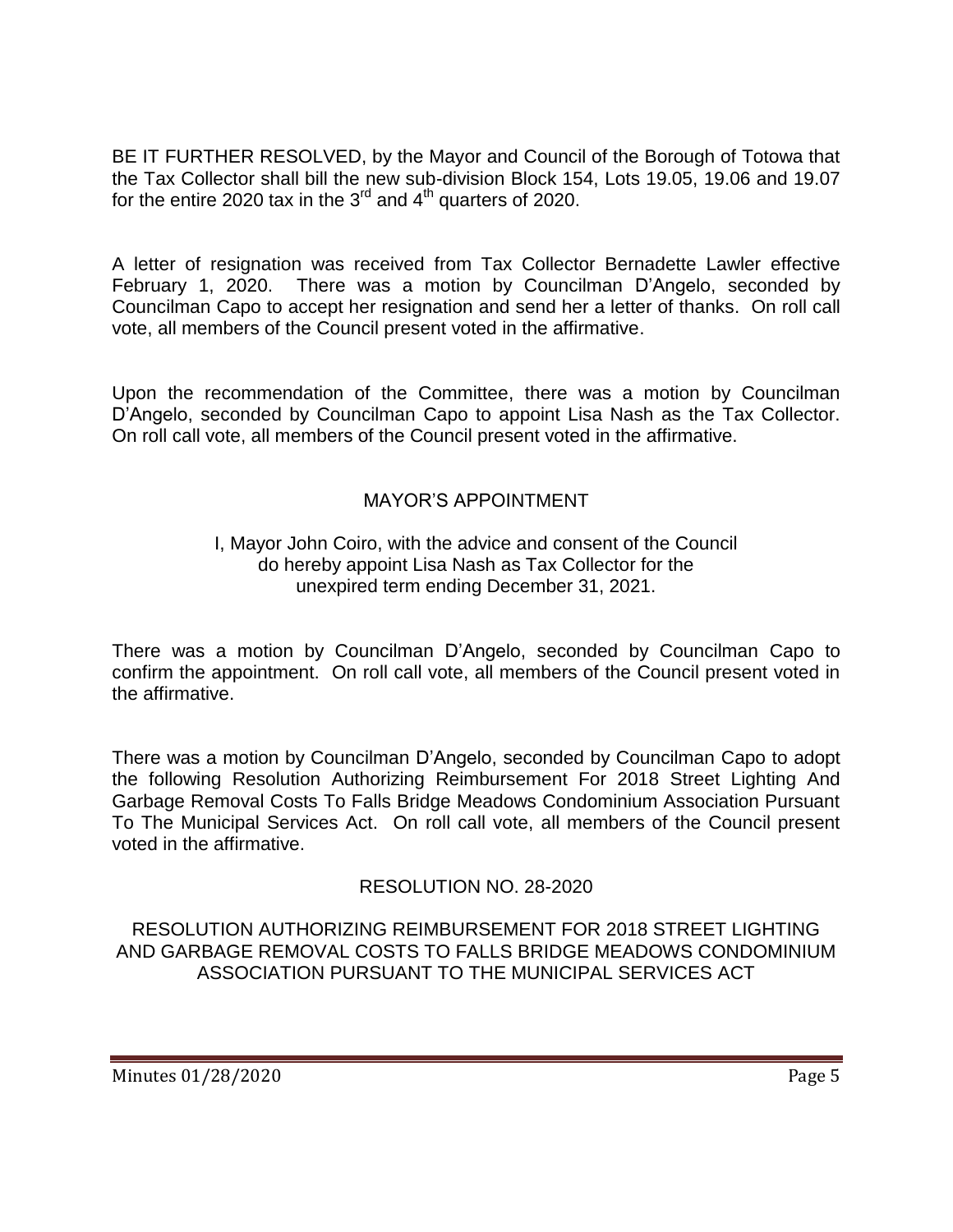BE IT FURTHER RESOLVED, by the Mayor and Council of the Borough of Totowa that the Tax Collector shall bill the new sub-division Block 154, Lots 19.05, 19.06 and 19.07 for the entire 2020 tax in the 3rd and 4th quarters of 2020.

A letter of resignation was received from Tax Collector Bernadette Lawler effective February 1, 2020. There was a motion by Councilman D'Angelo, seconded by Councilman Capo to accept her resignation and send her a letter of thanks. On roll call vote, all members of the Council present voted in the affirmative.

Upon the recommendation of the Committee, there was a motion by Councilman D'Angelo, seconded by Councilman Capo to appoint Lisa Nash as the Tax Collector. On roll call vote, all members of the Council present voted in the affirmative.

## MAYOR'S APPOINTMENT

I, Mayor John Coiro, with the advice and consent of the Council do hereby appoint Lisa Nash as Tax Collector for the unexpired term ending December 31, 2021.

There was a motion by Councilman D'Angelo, seconded by Councilman Capo to confirm the appointment. On roll call vote, all members of the Council present voted in the affirmative.

There was a motion by Councilman D'Angelo, seconded by Councilman Capo to adopt the following Resolution Authorizing Reimbursement For 2018 Street Lighting And Garbage Removal Costs To Falls Bridge Meadows Condominium Association Pursuant To The Municipal Services Act. On roll call vote, all members of the Council present voted in the affirmative.

## RESOLUTION NO. 28-2020

RESOLUTION AUTHORIZING REIMBURSEMENT FOR 2018 STREET LIGHTING AND GARBAGE REMOVAL COSTS TO FALLS BRIDGE MEADOWS CONDOMINIUM ASSOCIATION PURSUANT TO THE MUNICIPAL SERVICES ACT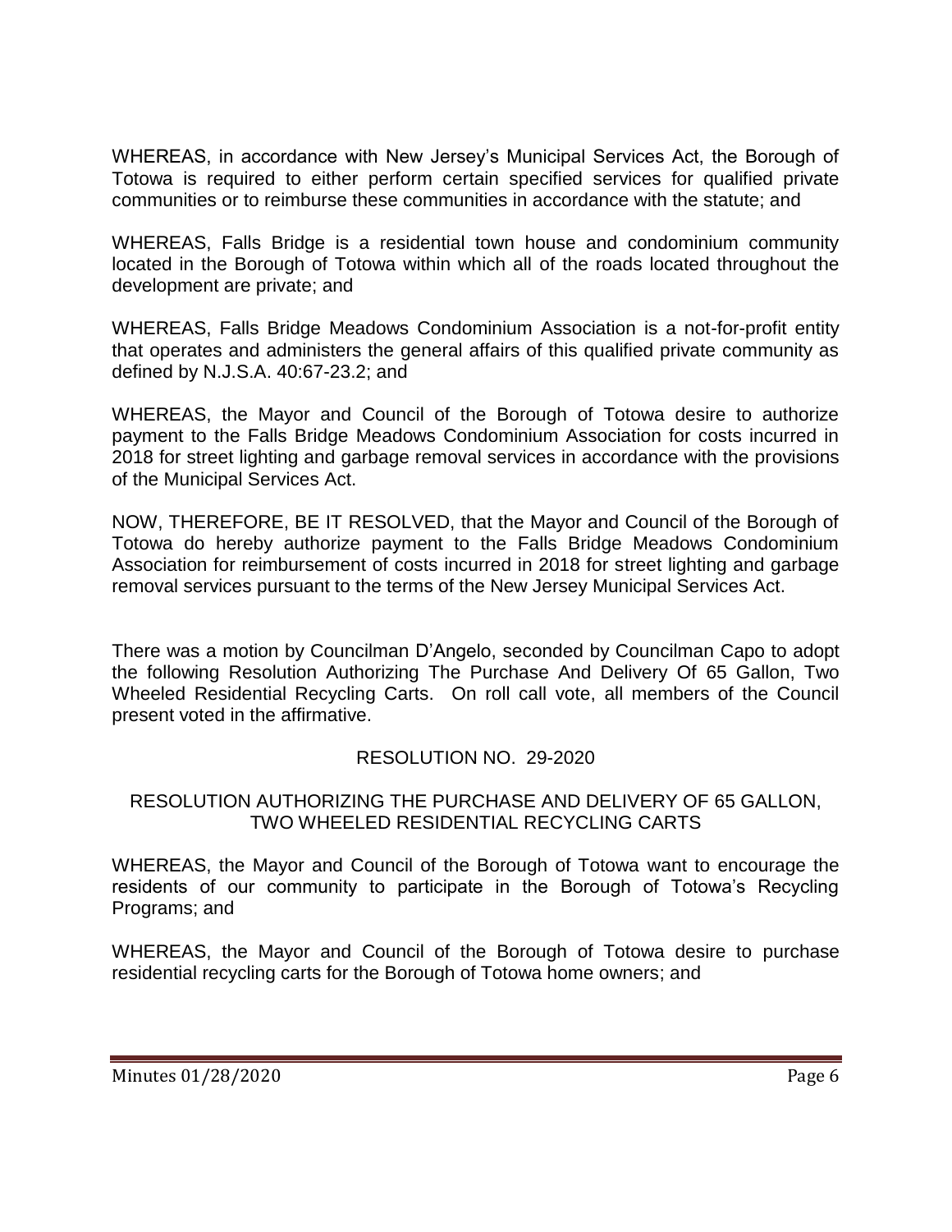WHEREAS, in accordance with New Jersey's Municipal Services Act, the Borough of Totowa is required to either perform certain specified services for qualified private communities or to reimburse these communities in accordance with the statute; and

WHEREAS, Falls Bridge is a residential town house and condominium community located in the Borough of Totowa within which all of the roads located throughout the development are private; and

WHEREAS, Falls Bridge Meadows Condominium Association is a not-for-profit entity that operates and administers the general affairs of this qualified private community as defined by N.J.S.A. 40:67-23.2; and

WHEREAS, the Mayor and Council of the Borough of Totowa desire to authorize payment to the Falls Bridge Meadows Condominium Association for costs incurred in 2018 for street lighting and garbage removal services in accordance with the provisions of the Municipal Services Act.

NOW, THEREFORE, BE IT RESOLVED, that the Mayor and Council of the Borough of Totowa do hereby authorize payment to the Falls Bridge Meadows Condominium Association for reimbursement of costs incurred in 2018 for street lighting and garbage removal services pursuant to the terms of the New Jersey Municipal Services Act.

There was a motion by Councilman D'Angelo, seconded by Councilman Capo to adopt the following Resolution Authorizing The Purchase And Delivery Of 65 Gallon, Two Wheeled Residential Recycling Carts. On roll call vote, all members of the Council present voted in the affirmative.

RESOLUTION NO. 29-2020

RESOLUTION AUTHORIZING THE PURCHASE AND DELIVERY OF 65 GALLON, TWO WHEELED RESIDENTIAL RECYCLING CARTS

WHEREAS, the Mayor and Council of the Borough of Totowa want to encourage the residents of our community to participate in the Borough of Totowa's Recycling Programs; and

WHEREAS, the Mayor and Council of the Borough of Totowa desire to purchase residential recycling carts for the Borough of Totowa home owners; and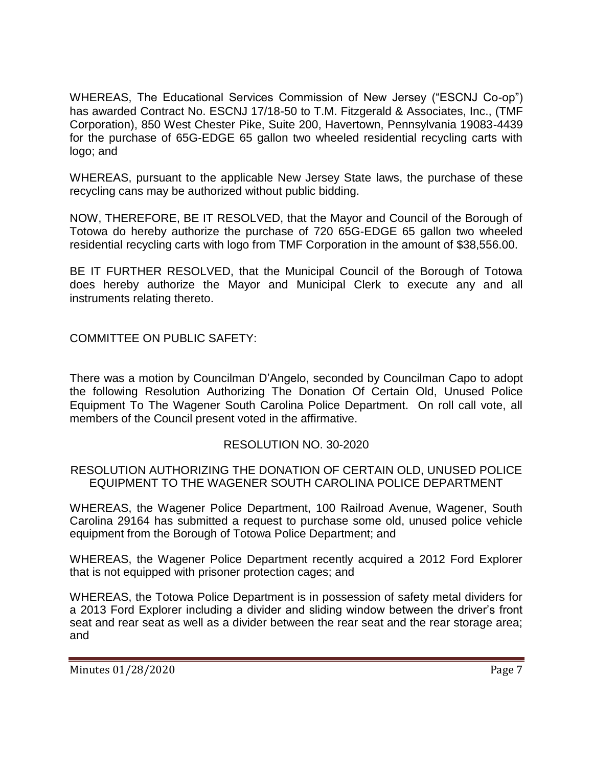WHEREAS, The Educational Services Commission of New Jersey ("ESCNJ Co-op") has awarded Contract No. ESCNJ 17/18-50 to T.M. Fitzgerald & Associates, Inc., (TMF Corporation), 850 West Chester Pike, Suite 200, Havertown, Pennsylvania 19083-4439 for the purchase of 65G-EDGE 65 gallon two wheeled residential recycling carts with logo; and

WHEREAS, pursuant to the applicable New Jersey State laws, the purchase of these recycling cans may be authorized without public bidding.

NOW, THEREFORE, BE IT RESOLVED, that the Mayor and Council of the Borough of Totowa do hereby authorize the purchase of 720 65G-EDGE 65 gallon two wheeled residential recycling carts with logo from TMF Corporation in the amount of $38,556.00.

BE IT FURTHER RESOLVED, that the Municipal Council of the Borough of Totowa does hereby authorize the Mayor and Municipal Clerk to execute any and all instruments relating thereto.

COMMITTEE ON PUBLIC SAFETY:

There was a motion by Councilman D'Angelo, seconded by Councilman Capo to adopt the following Resolution Authorizing The Donation Of Certain Old, Unused Police Equipment To The Wagener South Carolina Police Department. On roll call vote, all members of the Council present voted in the affirmative.

RESOLUTION NO. 30-2020

RESOLUTION AUTHORIZING THE DONATION OF CERTAIN OLD, UNUSED POLICE EQUIPMENT TO THE WAGENER SOUTH CAROLINA POLICE DEPARTMENT

WHEREAS, the Wagener Police Department, 100 Railroad Avenue, Wagener, South Carolina 29164 has submitted a request to purchase some old, unused police vehicle equipment from the Borough of Totowa Police Department; and

WHEREAS, the Wagener Police Department recently acquired a 2012 Ford Explorer that is not equipped with prisoner protection cages; and

WHEREAS, the Totowa Police Department is in possession of safety metal dividers for a 2013 Ford Explorer including a divider and sliding window between the driver's front seat and rear seat as well as a divider between the rear seat and the rear storage area; and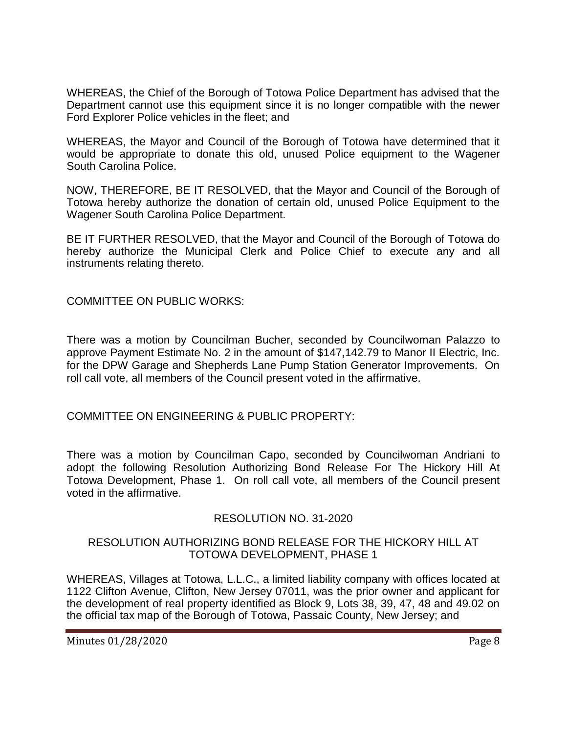WHEREAS, the Chief of the Borough of Totowa Police Department has advised that the Department cannot use this equipment since it is no longer compatible with the newer Ford Explorer Police vehicles in the fleet; and

WHEREAS, the Mayor and Council of the Borough of Totowa have determined that it would be appropriate to donate this old, unused Police equipment to the Wagener South Carolina Police.

NOW, THEREFORE, BE IT RESOLVED, that the Mayor and Council of the Borough of Totowa hereby authorize the donation of certain old, unused Police Equipment to the Wagener South Carolina Police Department.

BE IT FURTHER RESOLVED, that the Mayor and Council of the Borough of Totowa do hereby authorize the Municipal Clerk and Police Chief to execute any and all instruments relating thereto.

COMMITTEE ON PUBLIC WORKS:

There was a motion by Councilman Bucher, seconded by Councilwoman Palazzo to approve Payment Estimate No. 2 in the amount of $147,142.79 to Manor II Electric, Inc. for the DPW Garage and Shepherds Lane Pump Station Generator Improvements. On roll call vote, all members of the Council present voted in the affirmative.

COMMITTEE ON ENGINEERING & PUBLIC PROPERTY:

There was a motion by Councilman Capo, seconded by Councilwoman Andriani to adopt the following Resolution Authorizing Bond Release For The Hickory Hill At Totowa Development, Phase 1. On roll call vote, all members of the Council present voted in the affirmative.

RESOLUTION NO. 31-2020

RESOLUTION AUTHORIZING BOND RELEASE FOR THE HICKORY HILL AT TOTOWA DEVELOPMENT, PHASE 1

WHEREAS, Villages at Totowa, L.L.C., a limited liability company with offices located at 1122 Clifton Avenue, Clifton, New Jersey 07011, was the prior owner and applicant for the development of real property identified as Block 9, Lots 38, 39, 47, 48 and 49.02 on the official tax map of the Borough of Totowa, Passaic County, New Jersey; and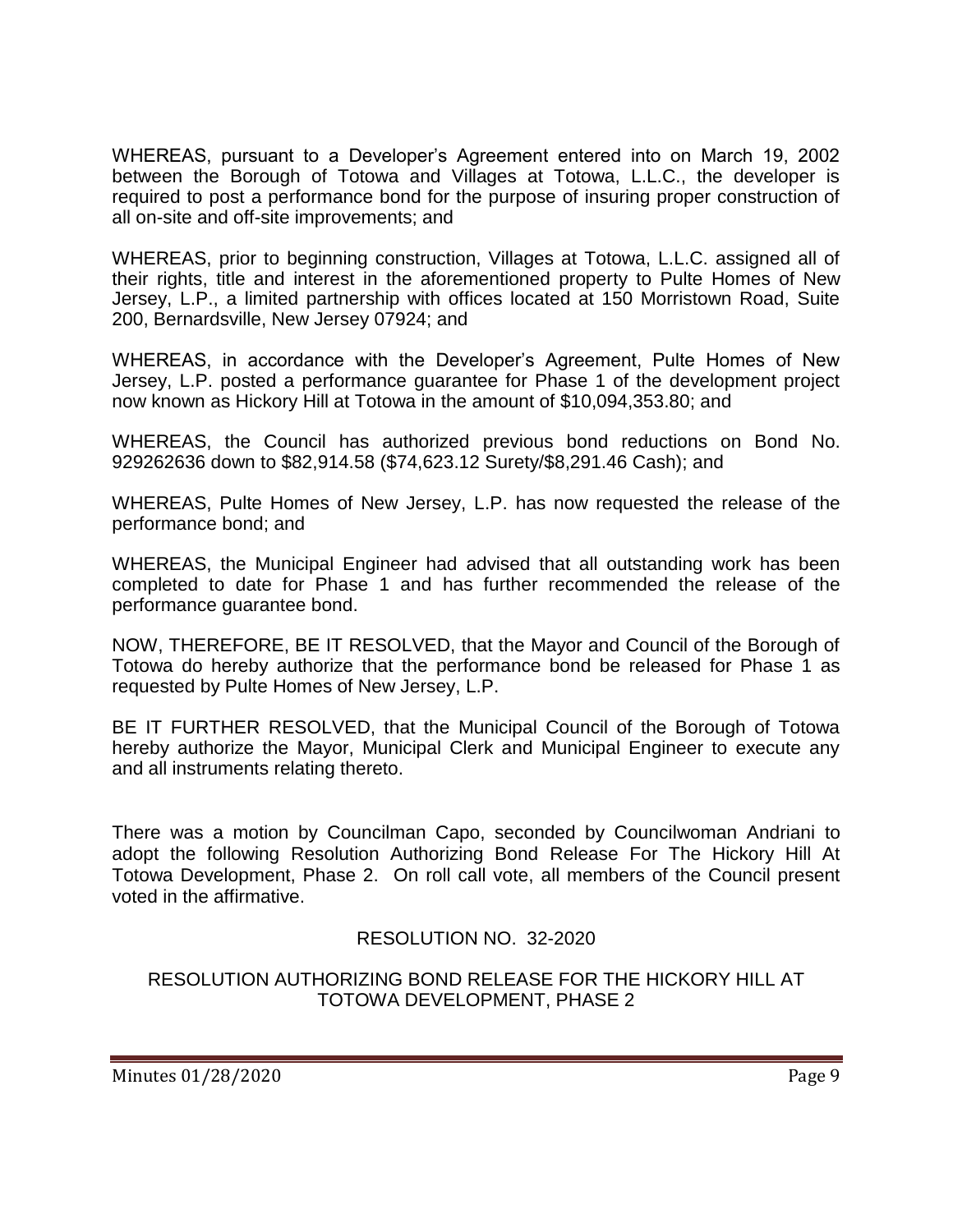WHEREAS, pursuant to a Developer's Agreement entered into on March 19, 2002 between the Borough of Totowa and Villages at Totowa, L.L.C., the developer is required to post a performance bond for the purpose of insuring proper construction of all on-site and off-site improvements; and

WHEREAS, prior to beginning construction, Villages at Totowa, L.L.C. assigned all of their rights, title and interest in the aforementioned property to Pulte Homes of New Jersey, L.P., a limited partnership with offices located at 150 Morristown Road, Suite 200, Bernardsville, New Jersey 07924; and

WHEREAS, in accordance with the Developer's Agreement, Pulte Homes of New Jersey, L.P. posted a performance guarantee for Phase 1 of the development project now known as Hickory Hill at Totowa in the amount of $10,094,353.80; and

WHEREAS, the Council has authorized previous bond reductions on Bond No. 929262636 down to $82,914.58 ($74,623.12 Surety/$8,291.46 Cash); and

WHEREAS, Pulte Homes of New Jersey, L.P. has now requested the release of the performance bond; and

WHEREAS, the Municipal Engineer had advised that all outstanding work has been completed to date for Phase 1 and has further recommended the release of the performance guarantee bond.

NOW, THEREFORE, BE IT RESOLVED, that the Mayor and Council of the Borough of Totowa do hereby authorize that the performance bond be released for Phase 1 as requested by Pulte Homes of New Jersey, L.P.

BE IT FURTHER RESOLVED, that the Municipal Council of the Borough of Totowa hereby authorize the Mayor, Municipal Clerk and Municipal Engineer to execute any and all instruments relating thereto.

There was a motion by Councilman Capo, seconded by Councilwoman Andriani to adopt the following Resolution Authorizing Bond Release For The Hickory Hill At Totowa Development, Phase 2. On roll call vote, all members of the Council present voted in the affirmative.

RESOLUTION NO. 32-2020

RESOLUTION AUTHORIZING BOND RELEASE FOR THE HICKORY HILL AT TOTOWA DEVELOPMENT, PHASE 2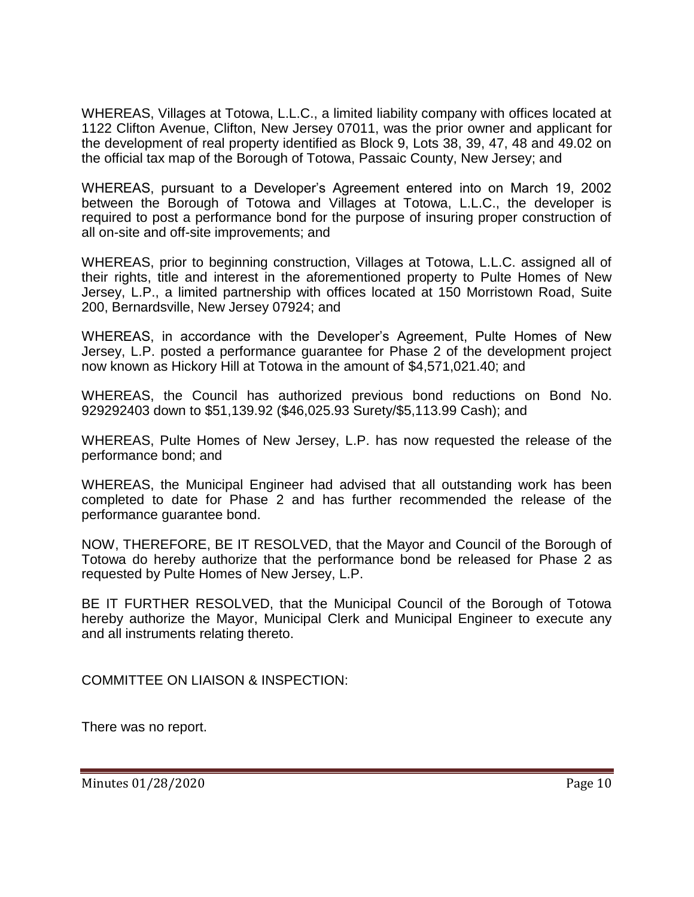WHEREAS, Villages at Totowa, L.L.C., a limited liability company with offices located at 1122 Clifton Avenue, Clifton, New Jersey 07011, was the prior owner and applicant for the development of real property identified as Block 9, Lots 38, 39, 47, 48 and 49.02 on the official tax map of the Borough of Totowa, Passaic County, New Jersey; and

WHEREAS, pursuant to a Developer's Agreement entered into on March 19, 2002 between the Borough of Totowa and Villages at Totowa, L.L.C., the developer is required to post a performance bond for the purpose of insuring proper construction of all on-site and off-site improvements; and

WHEREAS, prior to beginning construction, Villages at Totowa, L.L.C. assigned all of their rights, title and interest in the aforementioned property to Pulte Homes of New Jersey, L.P., a limited partnership with offices located at 150 Morristown Road, Suite 200, Bernardsville, New Jersey 07924; and

WHEREAS, in accordance with the Developer's Agreement, Pulte Homes of New Jersey, L.P. posted a performance guarantee for Phase 2 of the development project now known as Hickory Hill at Totowa in the amount of $4,571,021.40; and

WHEREAS, the Council has authorized previous bond reductions on Bond No. 929292403 down to $51,139.92 ($46,025.93 Surety/$5,113.99 Cash); and

WHEREAS, Pulte Homes of New Jersey, L.P. has now requested the release of the performance bond; and

WHEREAS, the Municipal Engineer had advised that all outstanding work has been completed to date for Phase 2 and has further recommended the release of the performance guarantee bond.

NOW, THEREFORE, BE IT RESOLVED, that the Mayor and Council of the Borough of Totowa do hereby authorize that the performance bond be released for Phase 2 as requested by Pulte Homes of New Jersey, L.P.

BE IT FURTHER RESOLVED, that the Municipal Council of the Borough of Totowa hereby authorize the Mayor, Municipal Clerk and Municipal Engineer to execute any and all instruments relating thereto.

COMMITTEE ON LIAISON & INSPECTION:

There was no report.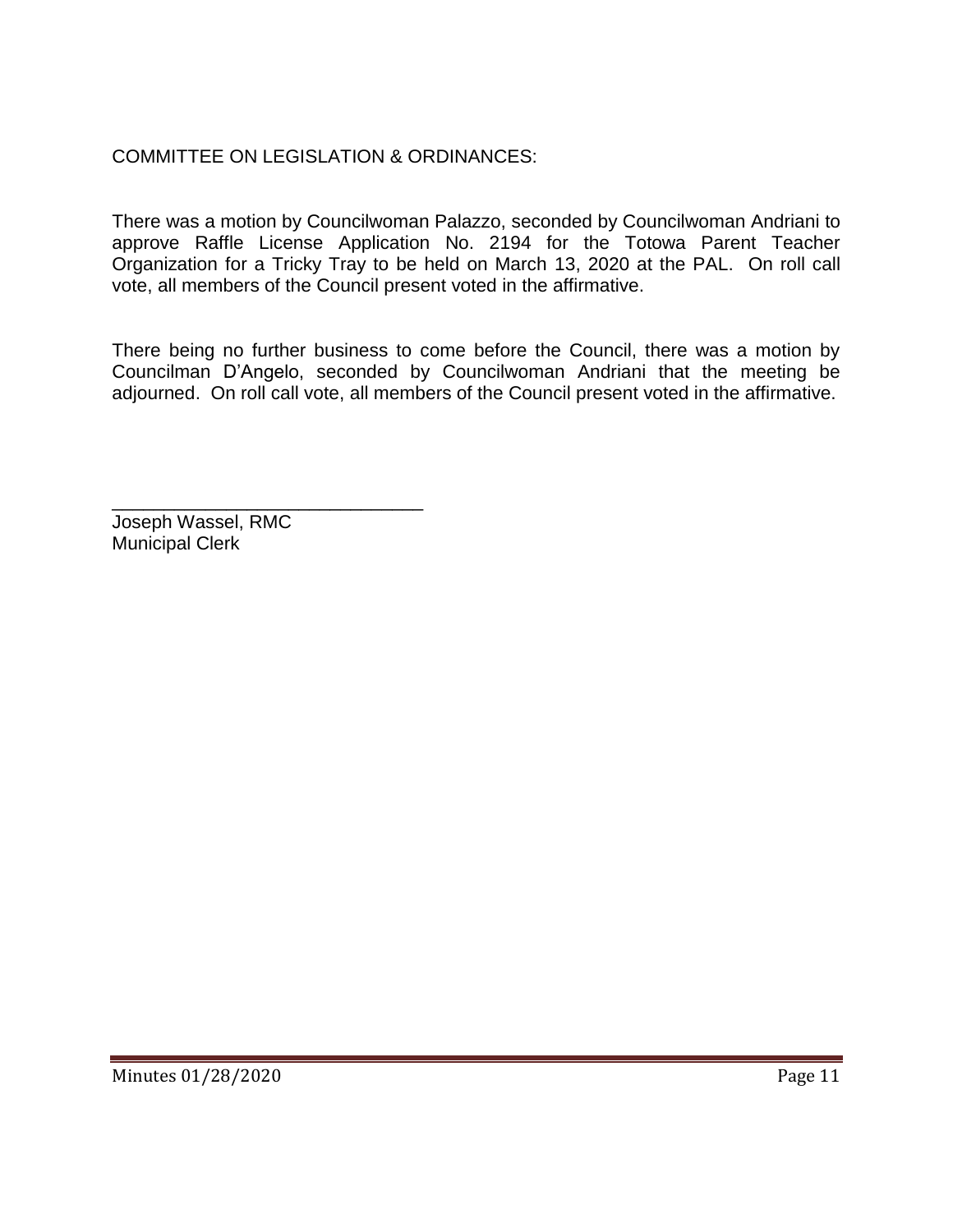COMMITTEE ON LEGISLATION & ORDINANCES:

There was a motion by Councilwoman Palazzo, seconded by Councilwoman Andriani to approve Raffle License Application No. 2194 for the Totowa Parent Teacher Organization for a Tricky Tray to be held on March 13, 2020 at the PAL. On roll call vote, all members of the Council present voted in the affirmative.

There being no further business to come before the Council, there was a motion by Councilman D'Angelo, seconded by Councilwoman Andriani that the meeting be adjourned. On roll call vote, all members of the Council present voted in the affirmative.

\_\_\_\_\_\_\_\_\_\_\_\_\_\_\_\_\_\_\_\_\_\_\_\_\_\_\_\_\_\_\_

Joseph Wassel, RMC
Municipal Clerk